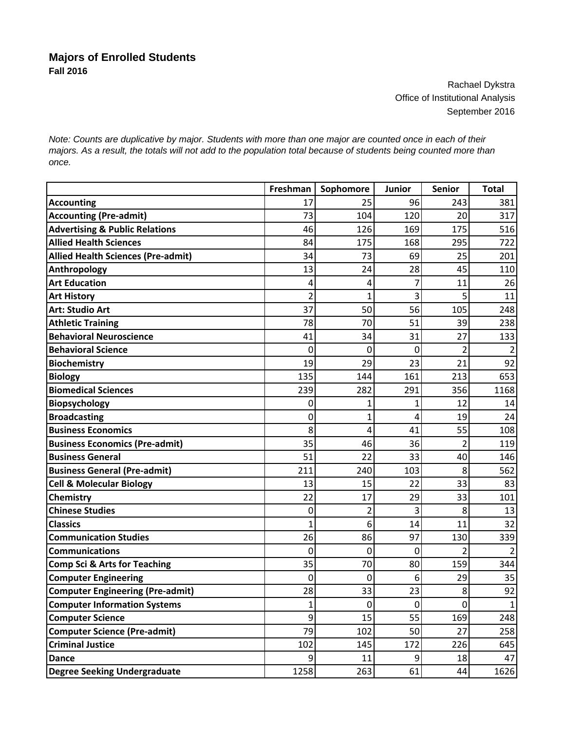# Majors of Enrolled Students

**Fall 2016**

Rachael Dykstra
Office of Institutional Analysis
September 2016

*Note: Counts are duplicative by major. Students with more than one major are counted once in each of their majors. As a result, the totals will not add to the population total because of students being counted more than once.*

| | Freshman | Sophomore | Junior | Senior | Total |
|---|---|---|---|---|---|
| **Accounting** | 17 | 25 | 96 | 243 | 381 |
| **Accounting (Pre-admit)** | 73 | 104 | 120 | 20 | 317 |
| **Advertising & Public Relations** | 46 | 126 | 169 | 175 | 516 |
| **Allied Health Sciences** | 84 | 175 | 168 | 295 | 722 |
| **Allied Health Sciences (Pre-admit)** | 34 | 73 | 69 | 25 | 201 |
| **Anthropology** | 13 | 24 | 28 | 45 | 110 |
| **Art Education** | 4 | 4 | 7 | 11 | 26 |
| **Art History** | 2 | 1 | 3 | 5 | 11 |
| **Art: Studio Art** | 37 | 50 | 56 | 105 | 248 |
| **Athletic Training** | 78 | 70 | 51 | 39 | 238 |
| **Behavioral Neuroscience** | 41 | 34 | 31 | 27 | 133 |
| **Behavioral Science** | 0 | 0 | 0 | 2 | 2 |
| **Biochemistry** | 19 | 29 | 23 | 21 | 92 |
| **Biology** | 135 | 144 | 161 | 213 | 653 |
| **Biomedical Sciences** | 239 | 282 | 291 | 356 | 1168 |
| **Biopsychology** | 0 | 1 | 1 | 12 | 14 |
| **Broadcasting** | 0 | 1 | 4 | 19 | 24 |
| **Business Economics** | 8 | 4 | 41 | 55 | 108 |
| **Business Economics (Pre-admit)** | 35 | 46 | 36 | 2 | 119 |
| **Business General** | 51 | 22 | 33 | 40 | 146 |
| **Business General (Pre-admit)** | 211 | 240 | 103 | 8 | 562 |
| **Cell & Molecular Biology** | 13 | 15 | 22 | 33 | 83 |
| **Chemistry** | 22 | 17 | 29 | 33 | 101 |
| **Chinese Studies** | 0 | 2 | 3 | 8 | 13 |
| **Classics** | 1 | 6 | 14 | 11 | 32 |
| **Communication Studies** | 26 | 86 | 97 | 130 | 339 |
| **Communications** | 0 | 0 | 0 | 2 | 2 |
| **Comp Sci & Arts for Teaching** | 35 | 70 | 80 | 159 | 344 |
| **Computer Engineering** | 0 | 0 | 6 | 29 | 35 |
| **Computer Engineering (Pre-admit)** | 28 | 33 | 23 | 8 | 92 |
| **Computer Information Systems** | 1 | 0 | 0 | 0 | 1 |
| **Computer Science** | 9 | 15 | 55 | 169 | 248 |
| **Computer Science (Pre-admit)** | 79 | 102 | 50 | 27 | 258 |
| **Criminal Justice** | 102 | 145 | 172 | 226 | 645 |
| **Dance** | 9 | 11 | 9 | 18 | 47 |
| **Degree Seeking Undergraduate** | 1258 | 263 | 61 | 44 | 1626 |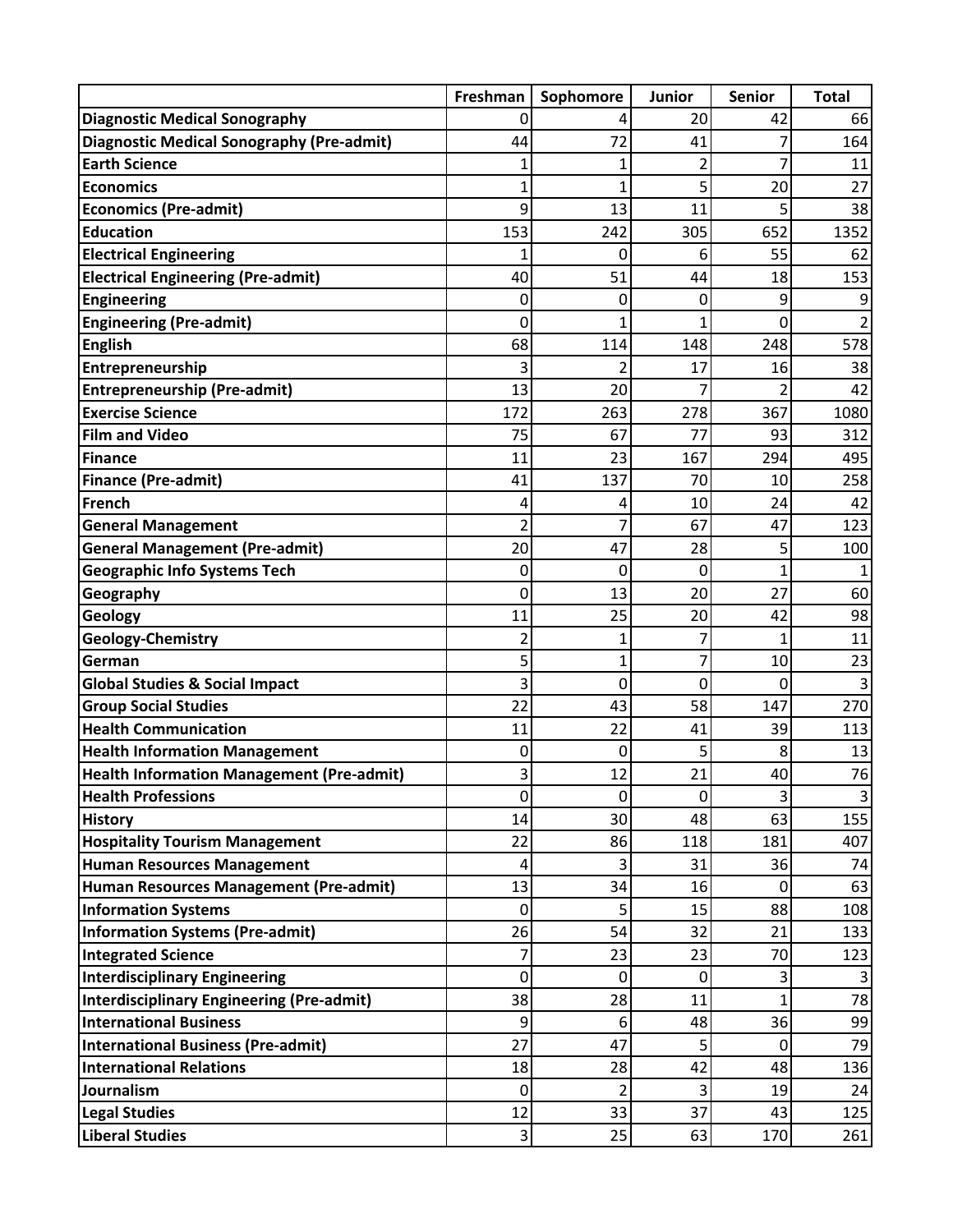| | Freshman | Sophomore | Junior | Senior | Total |
|---|---|---|---|---|---|
| **Diagnostic Medical Sonography** | 0 | 4 | 20 | 42 | 66 |
| **Diagnostic Medical Sonography (Pre-admit)** | 44 | 72 | 41 | 7 | 164 |
| **Earth Science** | 1 | 1 | 2 | 7 | 11 |
| **Economics** | 1 | 1 | 5 | 20 | 27 |
| **Economics (Pre-admit)** | 9 | 13 | 11 | 5 | 38 |
| **Education** | 153 | 242 | 305 | 652 | 1352 |
| **Electrical Engineering** | 1 | 0 | 6 | 55 | 62 |
| **Electrical Engineering (Pre-admit)** | 40 | 51 | 44 | 18 | 153 |
| **Engineering** | 0 | 0 | 0 | 9 | 9 |
| **Engineering (Pre-admit)** | 0 | 1 | 1 | 0 | 2 |
| **English** | 68 | 114 | 148 | 248 | 578 |
| **Entrepreneurship** | 3 | 2 | 17 | 16 | 38 |
| **Entrepreneurship (Pre-admit)** | 13 | 20 | 7 | 2 | 42 |
| **Exercise Science** | 172 | 263 | 278 | 367 | 1080 |
| **Film and Video** | 75 | 67 | 77 | 93 | 312 |
| **Finance** | 11 | 23 | 167 | 294 | 495 |
| **Finance (Pre-admit)** | 41 | 137 | 70 | 10 | 258 |
| **French** | 4 | 4 | 10 | 24 | 42 |
| **General Management** | 2 | 7 | 67 | 47 | 123 |
| **General Management (Pre-admit)** | 20 | 47 | 28 | 5 | 100 |
| **Geographic Info Systems Tech** | 0 | 0 | 0 | 1 | 1 |
| **Geography** | 0 | 13 | 20 | 27 | 60 |
| **Geology** | 11 | 25 | 20 | 42 | 98 |
| **Geology-Chemistry** | 2 | 1 | 7 | 1 | 11 |
| **German** | 5 | 1 | 7 | 10 | 23 |
| **Global Studies & Social Impact** | 3 | 0 | 0 | 0 | 3 |
| **Group Social Studies** | 22 | 43 | 58 | 147 | 270 |
| **Health Communication** | 11 | 22 | 41 | 39 | 113 |
| **Health Information Management** | 0 | 0 | 5 | 8 | 13 |
| **Health Information Management (Pre-admit)** | 3 | 12 | 21 | 40 | 76 |
| **Health Professions** | 0 | 0 | 0 | 3 | 3 |
| **History** | 14 | 30 | 48 | 63 | 155 |
| **Hospitality Tourism Management** | 22 | 86 | 118 | 181 | 407 |
| **Human Resources Management** | 4 | 3 | 31 | 36 | 74 |
| **Human Resources Management (Pre-admit)** | 13 | 34 | 16 | 0 | 63 |
| **Information Systems** | 0 | 5 | 15 | 88 | 108 |
| **Information Systems (Pre-admit)** | 26 | 54 | 32 | 21 | 133 |
| **Integrated Science** | 7 | 23 | 23 | 70 | 123 |
| **Interdisciplinary Engineering** | 0 | 0 | 0 | 3 | 3 |
| **Interdisciplinary Engineering (Pre-admit)** | 38 | 28 | 11 | 1 | 78 |
| **International Business** | 9 | 6 | 48 | 36 | 99 |
| **International Business (Pre-admit)** | 27 | 47 | 5 | 0 | 79 |
| **International Relations** | 18 | 28 | 42 | 48 | 136 |
| **Journalism** | 0 | 2 | 3 | 19 | 24 |
| **Legal Studies** | 12 | 33 | 37 | 43 | 125 |
| **Liberal Studies** | 3 | 25 | 63 | 170 | 261 |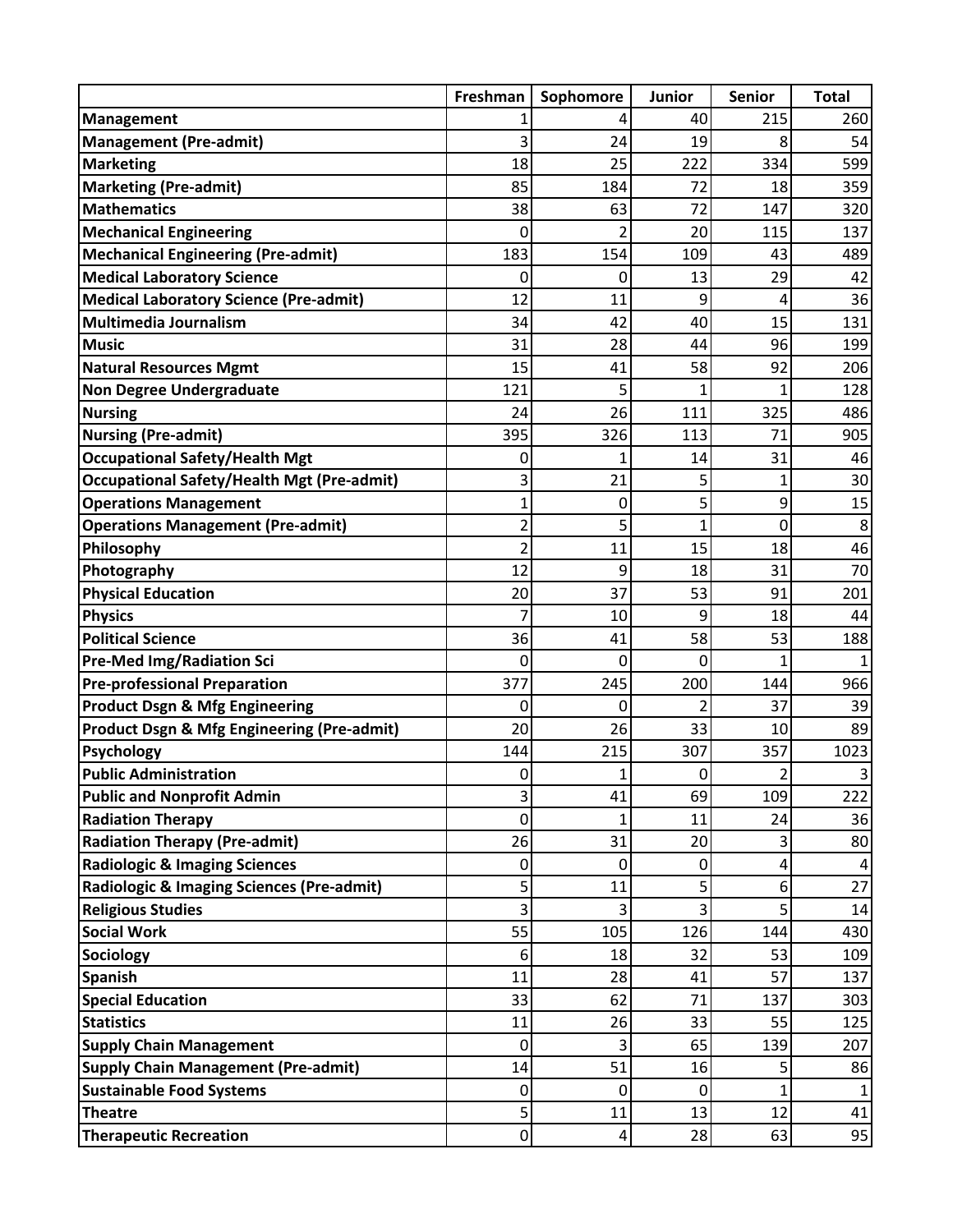| | Freshman | Sophomore | Junior | Senior | Total |
|---|---|---|---|---|---|
| **Management** | 1 | 4 | 40 | 215 | 260 |
| **Management (Pre-admit)** | 3 | 24 | 19 | 8 | 54 |
| **Marketing** | 18 | 25 | 222 | 334 | 599 |
| **Marketing (Pre-admit)** | 85 | 184 | 72 | 18 | 359 |
| **Mathematics** | 38 | 63 | 72 | 147 | 320 |
| **Mechanical Engineering** | 0 | 2 | 20 | 115 | 137 |
| **Mechanical Engineering (Pre-admit)** | 183 | 154 | 109 | 43 | 489 |
| **Medical Laboratory Science** | 0 | 0 | 13 | 29 | 42 |
| **Medical Laboratory Science (Pre-admit)** | 12 | 11 | 9 | 4 | 36 |
| **Multimedia Journalism** | 34 | 42 | 40 | 15 | 131 |
| **Music** | 31 | 28 | 44 | 96 | 199 |
| **Natural Resources Mgmt** | 15 | 41 | 58 | 92 | 206 |
| **Non Degree Undergraduate** | 121 | 5 | 1 | 1 | 128 |
| **Nursing** | 24 | 26 | 111 | 325 | 486 |
| **Nursing (Pre-admit)** | 395 | 326 | 113 | 71 | 905 |
| **Occupational Safety/Health Mgt** | 0 | 1 | 14 | 31 | 46 |
| **Occupational Safety/Health Mgt (Pre-admit)** | 3 | 21 | 5 | 1 | 30 |
| **Operations Management** | 1 | 0 | 5 | 9 | 15 |
| **Operations Management (Pre-admit)** | 2 | 5 | 1 | 0 | 8 |
| **Philosophy** | 2 | 11 | 15 | 18 | 46 |
| **Photography** | 12 | 9 | 18 | 31 | 70 |
| **Physical Education** | 20 | 37 | 53 | 91 | 201 |
| **Physics** | 7 | 10 | 9 | 18 | 44 |
| **Political Science** | 36 | 41 | 58 | 53 | 188 |
| **Pre-Med Img/Radiation Sci** | 0 | 0 | 0 | 1 | 1 |
| **Pre-professional Preparation** | 377 | 245 | 200 | 144 | 966 |
| **Product Dsgn & Mfg Engineering** | 0 | 0 | 2 | 37 | 39 |
| **Product Dsgn & Mfg Engineering (Pre-admit)** | 20 | 26 | 33 | 10 | 89 |
| **Psychology** | 144 | 215 | 307 | 357 | 1023 |
| **Public Administration** | 0 | 1 | 0 | 2 | 3 |
| **Public and Nonprofit Admin** | 3 | 41 | 69 | 109 | 222 |
| **Radiation Therapy** | 0 | 1 | 11 | 24 | 36 |
| **Radiation Therapy (Pre-admit)** | 26 | 31 | 20 | 3 | 80 |
| **Radiologic & Imaging Sciences** | 0 | 0 | 0 | 4 | 4 |
| **Radiologic & Imaging Sciences (Pre-admit)** | 5 | 11 | 5 | 6 | 27 |
| **Religious Studies** | 3 | 3 | 3 | 5 | 14 |
| **Social Work** | 55 | 105 | 126 | 144 | 430 |
| **Sociology** | 6 | 18 | 32 | 53 | 109 |
| **Spanish** | 11 | 28 | 41 | 57 | 137 |
| **Special Education** | 33 | 62 | 71 | 137 | 303 |
| **Statistics** | 11 | 26 | 33 | 55 | 125 |
| **Supply Chain Management** | 0 | 3 | 65 | 139 | 207 |
| **Supply Chain Management (Pre-admit)** | 14 | 51 | 16 | 5 | 86 |
| **Sustainable Food Systems** | 0 | 0 | 0 | 1 | 1 |
| **Theatre** | 5 | 11 | 13 | 12 | 41 |
| **Therapeutic Recreation** | 0 | 4 | 28 | 63 | 95 |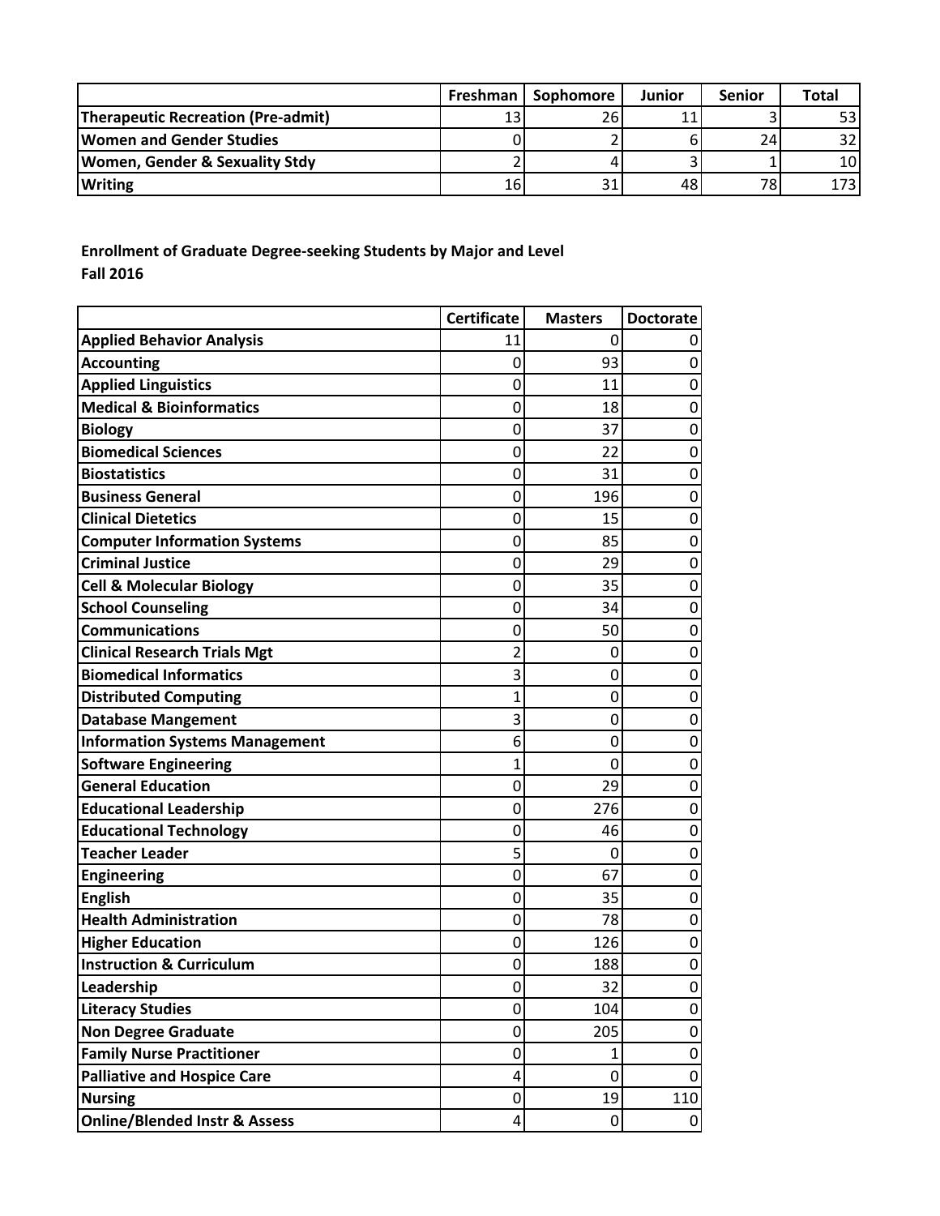| | Freshman | Sophomore | Junior | Senior | Total |
|---|---|---|---|---|---|
| **Therapeutic Recreation (Pre-admit)** | 13 | 26 | 11 | 3 | 53 |
| **Women and Gender Studies** | 0 | 2 | 6 | 24 | 32 |
| **Women, Gender & Sexuality Stdy** | 2 | 4 | 3 | 1 | 10 |
| **Writing** | 16 | 31 | 48 | 78 | 173 |

**Enrollment of Graduate Degree-seeking Students by Major and Level**
**Fall 2016**

| | Certificate | Masters | Doctorate |
|---|---|---|---|
| **Applied Behavior Analysis** | 11 | 0 | 0 |
| **Accounting** | 0 | 93 | 0 |
| **Applied Linguistics** | 0 | 11 | 0 |
| **Medical & Bioinformatics** | 0 | 18 | 0 |
| **Biology** | 0 | 37 | 0 |
| **Biomedical Sciences** | 0 | 22 | 0 |
| **Biostatistics** | 0 | 31 | 0 |
| **Business General** | 0 | 196 | 0 |
| **Clinical Dietetics** | 0 | 15 | 0 |
| **Computer Information Systems** | 0 | 85 | 0 |
| **Criminal Justice** | 0 | 29 | 0 |
| **Cell & Molecular Biology** | 0 | 35 | 0 |
| **School Counseling** | 0 | 34 | 0 |
| **Communications** | 0 | 50 | 0 |
| **Clinical Research Trials Mgt** | 2 | 0 | 0 |
| **Biomedical Informatics** | 3 | 0 | 0 |
| **Distributed Computing** | 1 | 0 | 0 |
| **Database Mangement** | 3 | 0 | 0 |
| **Information Systems Management** | 6 | 0 | 0 |
| **Software Engineering** | 1 | 0 | 0 |
| **General Education** | 0 | 29 | 0 |
| **Educational Leadership** | 0 | 276 | 0 |
| **Educational Technology** | 0 | 46 | 0 |
| **Teacher Leader** | 5 | 0 | 0 |
| **Engineering** | 0 | 67 | 0 |
| **English** | 0 | 35 | 0 |
| **Health Administration** | 0 | 78 | 0 |
| **Higher Education** | 0 | 126 | 0 |
| **Instruction & Curriculum** | 0 | 188 | 0 |
| **Leadership** | 0 | 32 | 0 |
| **Literacy Studies** | 0 | 104 | 0 |
| **Non Degree Graduate** | 0 | 205 | 0 |
| **Family Nurse Practitioner** | 0 | 1 | 0 |
| **Palliative and Hospice Care** | 4 | 0 | 0 |
| **Nursing** | 0 | 19 | 110 |
| **Online/Blended Instr & Assess** | 4 | 0 | 0 |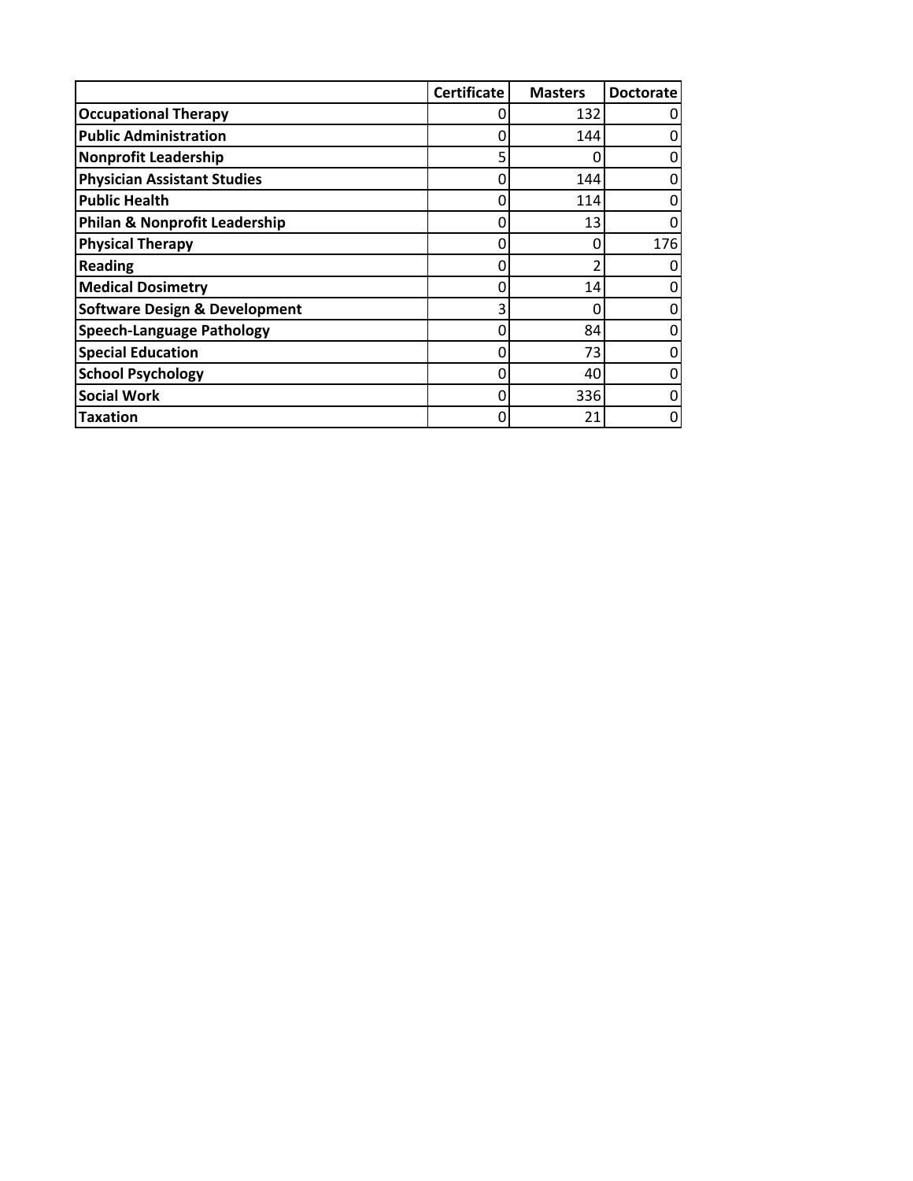| | Certificate | Masters | Doctorate |
|---|---|---|---|
| **Occupational Therapy** | 0 | 132 | 0 |
| **Public Administration** | 0 | 144 | 0 |
| **Nonprofit Leadership** | 5 | 0 | 0 |
| **Physician Assistant Studies** | 0 | 144 | 0 |
| **Public Health** | 0 | 114 | 0 |
| **Philan & Nonprofit Leadership** | 0 | 13 | 0 |
| **Physical Therapy** | 0 | 0 | 176 |
| **Reading** | 0 | 2 | 0 |
| **Medical Dosimetry** | 0 | 14 | 0 |
| **Software Design & Development** | 3 | 0 | 0 |
| **Speech-Language Pathology** | 0 | 84 | 0 |
| **Special Education** | 0 | 73 | 0 |
| **School Psychology** | 0 | 40 | 0 |
| **Social Work** | 0 | 336 | 0 |
| **Taxation** | 0 | 21 | 0 |